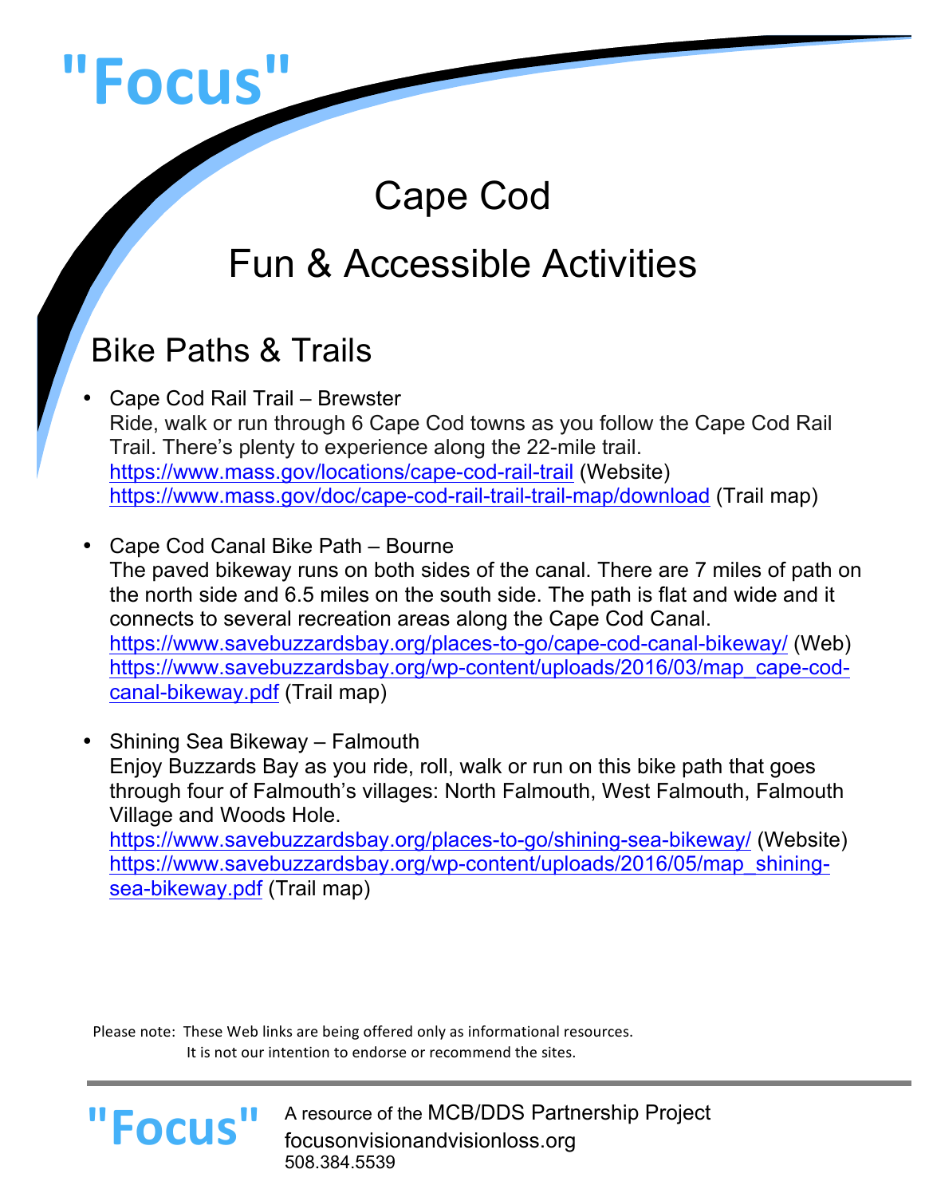# "Focus"

# Cape Cod

# Fun & Accessible Activities

## Bike Paths & Trails

- Cape Cod Rail Trail – Brewster
  Ride, walk or run through 6 Cape Cod towns as you follow the Cape Cod Rail Trail. There's plenty to experience along the 22-mile trail.
  https://www.mass.gov/locations/cape-cod-rail-trail (Website)
  https://www.mass.gov/doc/cape-cod-rail-trail-trail-map/download (Trail map)

- Cape Cod Canal Bike Path – Bourne
  The paved bikeway runs on both sides of the canal. There are 7 miles of path on the north side and 6.5 miles on the south side. The path is flat and wide and it connects to several recreation areas along the Cape Cod Canal.
  https://www.savebuzzardsbay.org/places-to-go/cape-cod-canal-bikeway/ (Web)
  https://www.savebuzzardsbay.org/wp-content/uploads/2016/03/map_cape-cod-canal-bikeway.pdf (Trail map)

- Shining Sea Bikeway – Falmouth
  Enjoy Buzzards Bay as you ride, roll, walk or run on this bike path that goes through four of Falmouth's villages: North Falmouth, West Falmouth, Falmouth Village and Woods Hole.
  https://www.savebuzzardsbay.org/places-to-go/shining-sea-bikeway/ (Website)
  https://www.savebuzzardsbay.org/wp-content/uploads/2016/05/map_shining-sea-bikeway.pdf (Trail map)

Please note: These Web links are being offered only as informational resources.
It is not our intention to endorse or recommend the sites.

"Focus" A resource of the MCB/DDS Partnership Project
focusonvisionandvisionloss.org
508.384.5539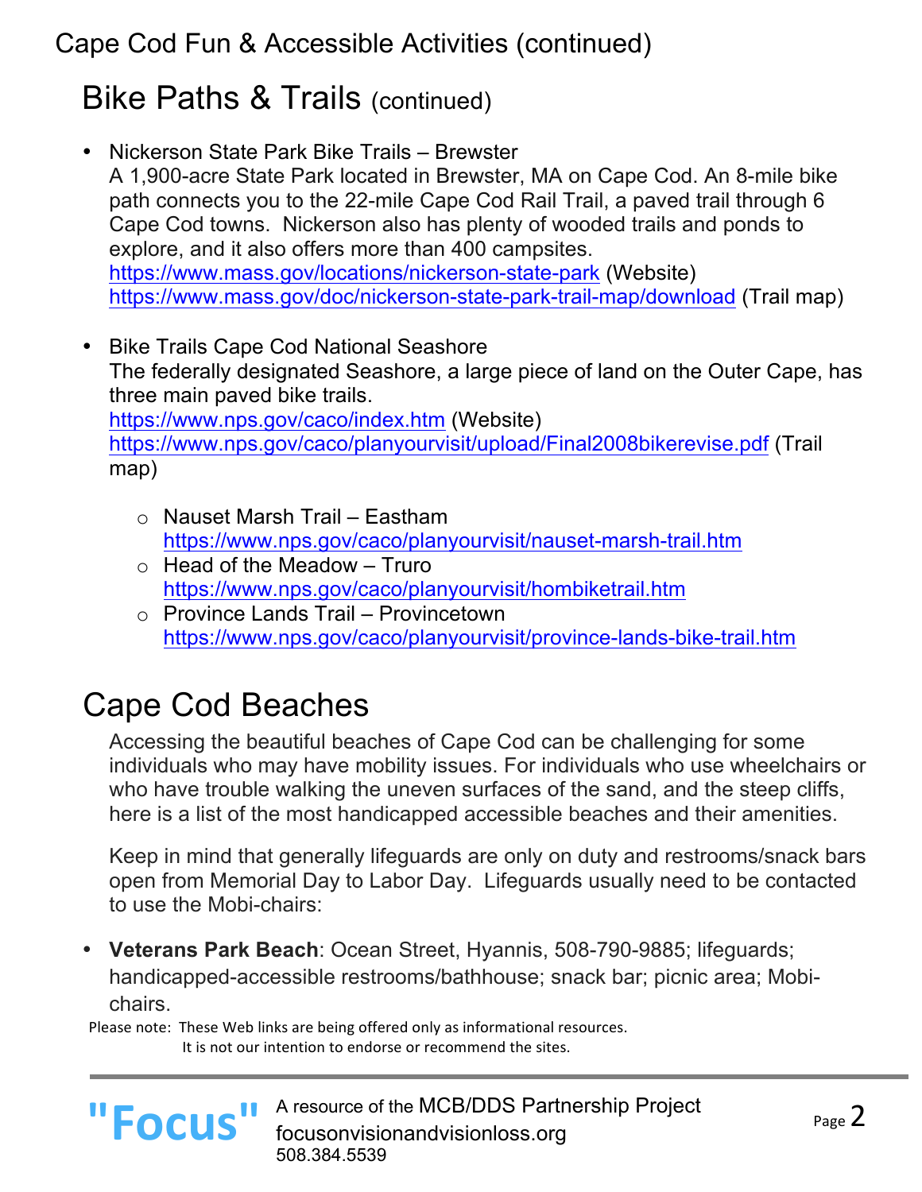Cape Cod Fun & Accessible Activities (continued)

## Bike Paths & Trails (continued)

- Nickerson State Park Bike Trails – Brewster
  A 1,900-acre State Park located in Brewster, MA on Cape Cod. An 8-mile bike path connects you to the 22-mile Cape Cod Rail Trail, a paved trail through 6 Cape Cod towns. Nickerson also has plenty of wooded trails and ponds to explore, and it also offers more than 400 campsites.
  https://www.mass.gov/locations/nickerson-state-park (Website)
  https://www.mass.gov/doc/nickerson-state-park-trail-map/download (Trail map)

- Bike Trails Cape Cod National Seashore
  The federally designated Seashore, a large piece of land on the Outer Cape, has three main paved bike trails.
  https://www.nps.gov/caco/index.htm (Website)
  https://www.nps.gov/caco/planyourvisit/upload/Final2008bikerevise.pdf (Trail map)

  - Nauset Marsh Trail – Eastham
    https://www.nps.gov/caco/planyourvisit/nauset-marsh-trail.htm
  - Head of the Meadow – Truro
    https://www.nps.gov/caco/planyourvisit/hombiketrail.htm
  - Province Lands Trail – Provincetown
    https://www.nps.gov/caco/planyourvisit/province-lands-bike-trail.htm

## Cape Cod Beaches

Accessing the beautiful beaches of Cape Cod can be challenging for some individuals who may have mobility issues. For individuals who use wheelchairs or who have trouble walking the uneven surfaces of the sand, and the steep cliffs, here is a list of the most handicapped accessible beaches and their amenities.

Keep in mind that generally lifeguards are only on duty and restrooms/snack bars open from Memorial Day to Labor Day. Lifeguards usually need to be contacted to use the Mobi-chairs:

- **Veterans Park Beach**: Ocean Street, Hyannis, 508-790-9885; lifeguards; handicapped-accessible restrooms/bathhouse; snack bar; picnic area; Mobi-chairs.

Please note: These Web links are being offered only as informational resources. It is not our intention to endorse or recommend the sites.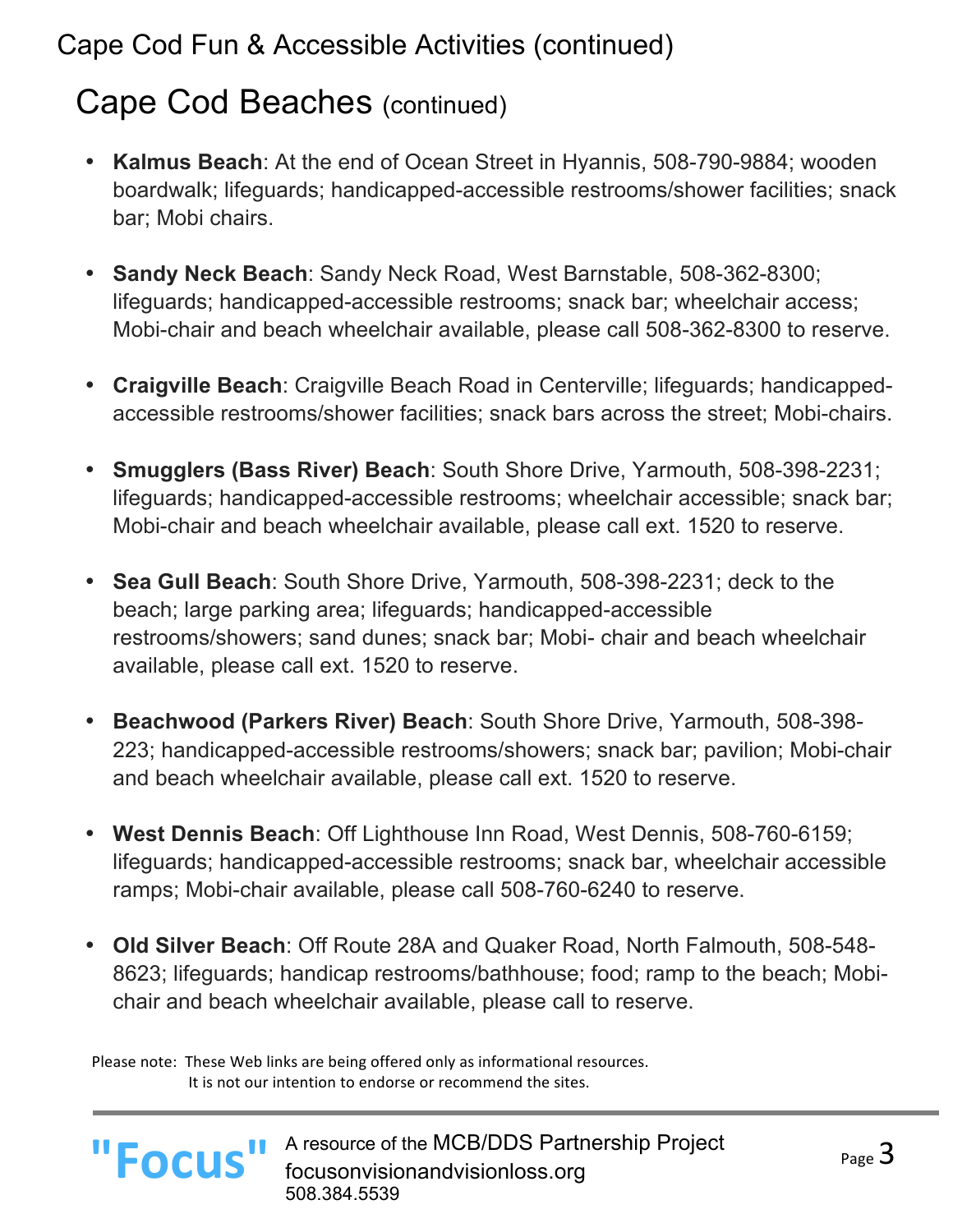## Cape Cod Fun & Accessible Activities (continued)

# Cape Cod Beaches (continued)

- **Kalmus Beach**: At the end of Ocean Street in Hyannis, 508-790-9884; wooden boardwalk; lifeguards; handicapped-accessible restrooms/shower facilities; snack bar; Mobi chairs.
- **Sandy Neck Beach**: Sandy Neck Road, West Barnstable, 508-362-8300; lifeguards; handicapped-accessible restrooms; snack bar; wheelchair access; Mobi-chair and beach wheelchair available, please call 508-362-8300 to reserve.
- **Craigville Beach**: Craigville Beach Road in Centerville; lifeguards; handicapped-accessible restrooms/shower facilities; snack bars across the street; Mobi-chairs.
- **Smugglers (Bass River) Beach**: South Shore Drive, Yarmouth, 508-398-2231; lifeguards; handicapped-accessible restrooms; wheelchair accessible; snack bar; Mobi-chair and beach wheelchair available, please call ext. 1520 to reserve.
- **Sea Gull Beach**: South Shore Drive, Yarmouth, 508-398-2231; deck to the beach; large parking area; lifeguards; handicapped-accessible restrooms/showers; sand dunes; snack bar; Mobi- chair and beach wheelchair available, please call ext. 1520 to reserve.
- **Beachwood (Parkers River) Beach**: South Shore Drive, Yarmouth, 508-398-223; handicapped-accessible restrooms/showers; snack bar; pavilion; Mobi-chair and beach wheelchair available, please call ext. 1520 to reserve.
- **West Dennis Beach**: Off Lighthouse Inn Road, West Dennis, 508-760-6159; lifeguards; handicapped-accessible restrooms; snack bar, wheelchair accessible ramps; Mobi-chair available, please call 508-760-6240 to reserve.
- **Old Silver Beach**: Off Route 28A and Quaker Road, North Falmouth, 508-548-8623; lifeguards; handicap restrooms/bathhouse; food; ramp to the beach; Mobi-chair and beach wheelchair available, please call to reserve.

Please note: These Web links are being offered only as informational resources. It is not our intention to endorse or recommend the sites.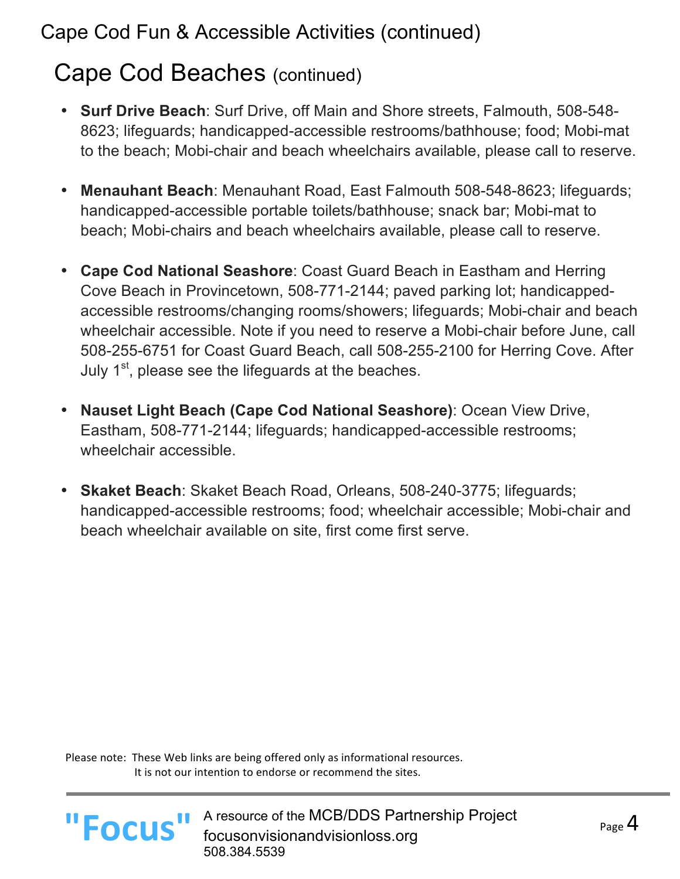# Cape Cod Fun & Accessible Activities (continued)

## Cape Cod Beaches (continued)

- **Surf Drive Beach**: Surf Drive, off Main and Shore streets, Falmouth, 508-548-8623; lifeguards; handicapped-accessible restrooms/bathhouse; food; Mobi-mat to the beach; Mobi-chair and beach wheelchairs available, please call to reserve.

- **Menauhant Beach**: Menauhant Road, East Falmouth 508-548-8623; lifeguards; handicapped-accessible portable toilets/bathhouse; snack bar; Mobi-mat to beach; Mobi-chairs and beach wheelchairs available, please call to reserve.

- **Cape Cod National Seashore**: Coast Guard Beach in Eastham and Herring Cove Beach in Provincetown, 508-771-2144; paved parking lot; handicapped-accessible restrooms/changing rooms/showers; lifeguards; Mobi-chair and beach wheelchair accessible. Note if you need to reserve a Mobi-chair before June, call 508-255-6751 for Coast Guard Beach, call 508-255-2100 for Herring Cove. After July 1st, please see the lifeguards at the beaches.

- **Nauset Light Beach (Cape Cod National Seashore)**: Ocean View Drive, Eastham, 508-771-2144; lifeguards; handicapped-accessible restrooms; wheelchair accessible.

- **Skaket Beach**: Skaket Beach Road, Orleans, 508-240-3775; lifeguards; handicapped-accessible restrooms; food; wheelchair accessible; Mobi-chair and beach wheelchair available on site, first come first serve.

Please note: These Web links are being offered only as informational resources.
It is not our intention to endorse or recommend the sites.

"Focus" A resource of the MCB/DDS Partnership Project
focusonvisionandvisionloss.org
508.384.5539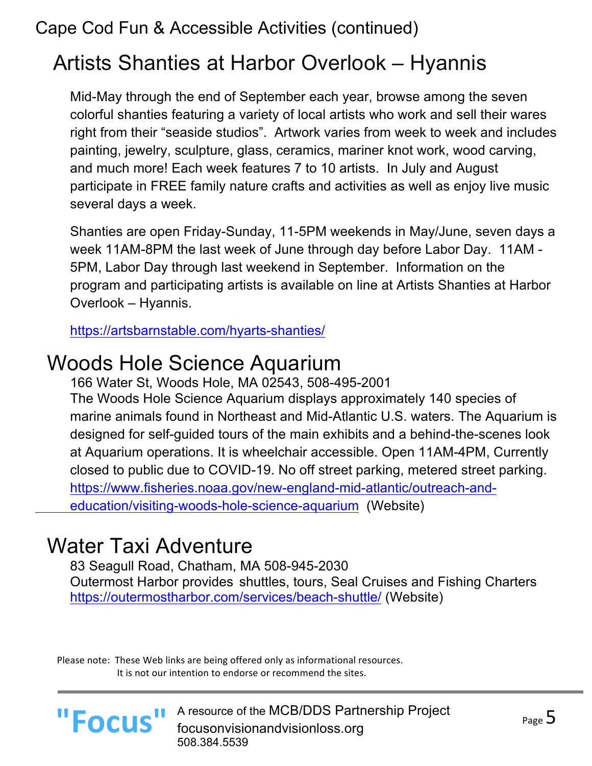Cape Cod Fun & Accessible Activities (continued)

## Artists Shanties at Harbor Overlook – Hyannis

Mid-May through the end of September each year, browse among the seven colorful shanties featuring a variety of local artists who work and sell their wares right from their "seaside studios". Artwork varies from week to week and includes painting, jewelry, sculpture, glass, ceramics, mariner knot work, wood carving, and much more! Each week features 7 to 10 artists. In July and August participate in FREE family nature crafts and activities as well as enjoy live music several days a week.

Shanties are open Friday-Sunday, 11-5PM weekends in May/June, seven days a week 11AM-8PM the last week of June through day before Labor Day. 11AM - 5PM, Labor Day through last weekend in September. Information on the program and participating artists is available on line at Artists Shanties at Harbor Overlook – Hyannis.

https://artsbarnstable.com/hyarts-shanties/

## Woods Hole Science Aquarium

166 Water St, Woods Hole, MA 02543, 508-495-2001
The Woods Hole Science Aquarium displays approximately 140 species of marine animals found in Northeast and Mid-Atlantic U.S. waters. The Aquarium is designed for self-guided tours of the main exhibits and a behind-the-scenes look at Aquarium operations. It is wheelchair accessible. Open 11AM-4PM, Currently closed to public due to COVID-19. No off street parking, metered street parking.
https://www.fisheries.noaa.gov/new-england-mid-atlantic/outreach-and-education/visiting-woods-hole-science-aquarium (Website)

## Water Taxi Adventure

83 Seagull Road, Chatham, MA 508-945-2030
Outermost Harbor provides shuttles, tours, Seal Cruises and Fishing Charters
https://outermostharbor.com/services/beach-shuttle/ (Website)

Please note: These Web links are being offered only as informational resources.
It is not our intention to endorse or recommend the sites.

"Focus" A resource of the MCB/DDS Partnership Project
focusonvisionandvisionloss.org
508.384.5539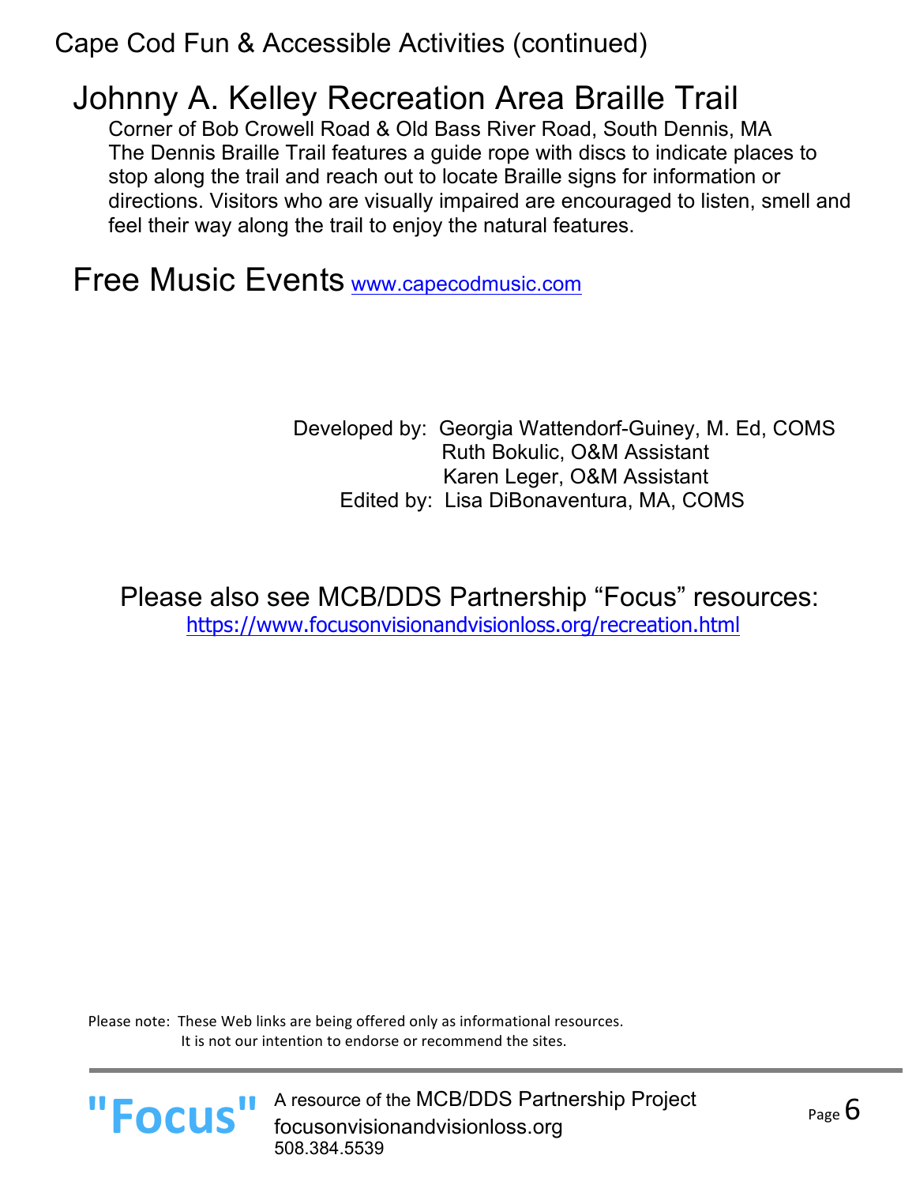Cape Cod Fun & Accessible Activities (continued)

## Johnny A. Kelley Recreation Area Braille Trail

Corner of Bob Crowell Road & Old Bass River Road, South Dennis, MA
The Dennis Braille Trail features a guide rope with discs to indicate places to stop along the trail and reach out to locate Braille signs for information or directions. Visitors who are visually impaired are encouraged to listen, smell and feel their way along the trail to enjoy the natural features.

## Free Music Events [www.capecodmusic.com](http://www.capecodmusic.com)

Developed by: Georgia Wattendorf-Guiney, M. Ed, COMS
Ruth Bokulic, O&M Assistant
Karen Leger, O&M Assistant
Edited by: Lisa DiBonaventura, MA, COMS

Please also see MCB/DDS Partnership "Focus" resources:
[https://www.focusonvisionandvisionloss.org/recreation.html](https://www.focusonvisionandvisionloss.org/recreation.html)

Please note: These Web links are being offered only as informational resources.
It is not our intention to endorse or recommend the sites.

"Focus" A resource of the MCB/DDS Partnership Project
focusonvisionandvisionloss.org
508.384.5539